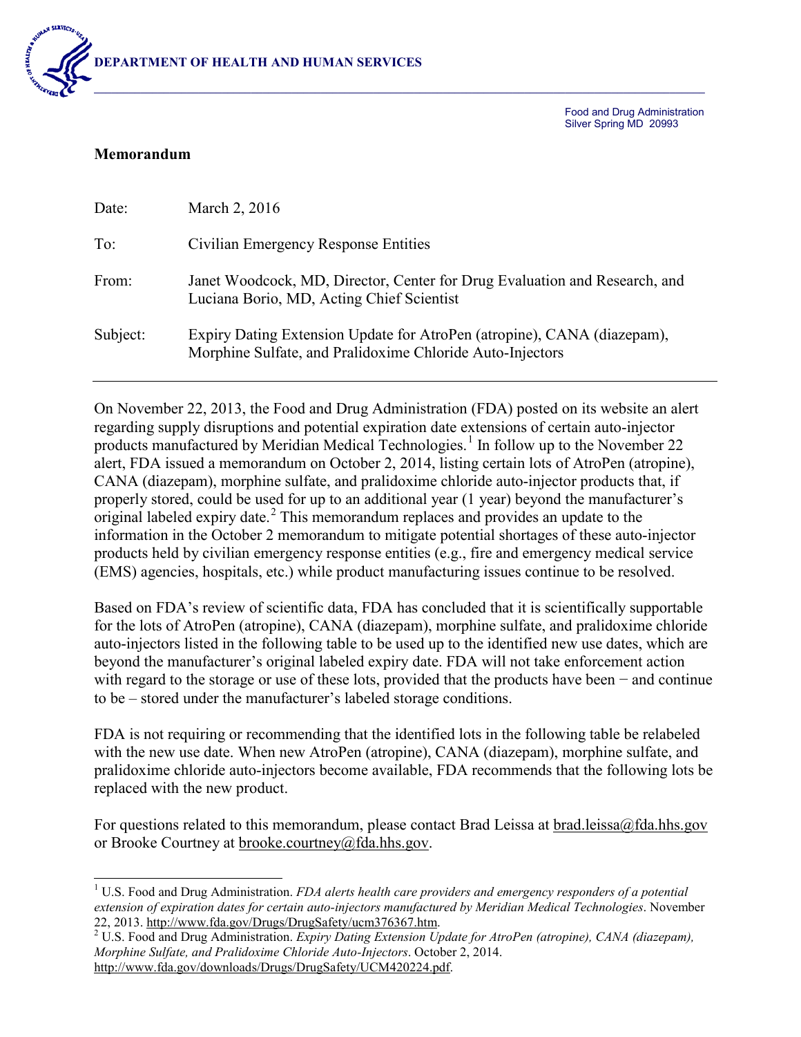**DEPARTMENT OF HEALTH AND HUMAN SERVICES**

Food and Drug Administration
Silver Spring MD 20993

## Memorandum

| | |
|---|---|
| Date: | March 2, 2016 |
| To: | Civilian Emergency Response Entities |
| From: | Janet Woodcock, MD, Director, Center for Drug Evaluation and Research, and Luciana Borio, MD, Acting Chief Scientist |
| Subject: | Expiry Dating Extension Update for AtroPen (atropine), CANA (diazepam), Morphine Sulfate, and Pralidoxime Chloride Auto-Injectors |

On November 22, 2013, the Food and Drug Administration (FDA) posted on its website an alert regarding supply disruptions and potential expiration date extensions of certain auto-injector products manufactured by Meridian Medical Technologies.[1] In follow up to the November 22 alert, FDA issued a memorandum on October 2, 2014, listing certain lots of AtroPen (atropine), CANA (diazepam), morphine sulfate, and pralidoxime chloride auto-injector products that, if properly stored, could be used for up to an additional year (1 year) beyond the manufacturer's original labeled expiry date.[2] This memorandum replaces and provides an update to the information in the October 2 memorandum to mitigate potential shortages of these auto-injector products held by civilian emergency response entities (e.g., fire and emergency medical service (EMS) agencies, hospitals, etc.) while product manufacturing issues continue to be resolved.

Based on FDA's review of scientific data, FDA has concluded that it is scientifically supportable for the lots of AtroPen (atropine), CANA (diazepam), morphine sulfate, and pralidoxime chloride auto-injectors listed in the following table to be used up to the identified new use dates, which are beyond the manufacturer's original labeled expiry date. FDA will not take enforcement action with regard to the storage or use of these lots, provided that the products have been − and continue to be – stored under the manufacturer's labeled storage conditions.

FDA is not requiring or recommending that the identified lots in the following table be relabeled with the new use date. When new AtroPen (atropine), CANA (diazepam), morphine sulfate, and pralidoxime chloride auto-injectors become available, FDA recommends that the following lots be replaced with the new product.

For questions related to this memorandum, please contact Brad Leissa at brad.leissa@fda.hhs.gov or Brooke Courtney at brooke.courtney@fda.hhs.gov.

---

[1] U.S. Food and Drug Administration. *FDA alerts health care providers and emergency responders of a potential extension of expiration dates for certain auto-injectors manufactured by Meridian Medical Technologies*. November 22, 2013. http://www.fda.gov/Drugs/DrugSafety/ucm376367.htm.

[2] U.S. Food and Drug Administration. *Expiry Dating Extension Update for AtroPen (atropine), CANA (diazepam), Morphine Sulfate, and Pralidoxime Chloride Auto-Injectors*. October 2, 2014. http://www.fda.gov/downloads/Drugs/DrugSafety/UCM420224.pdf.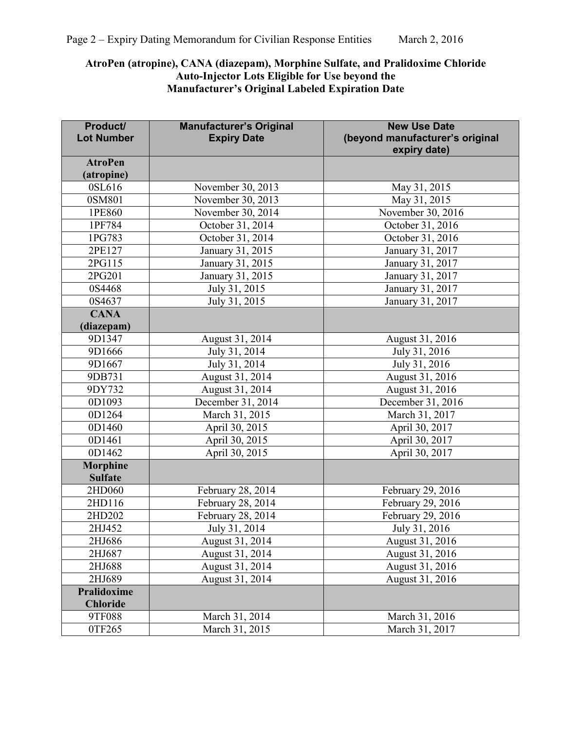**AtroPen (atropine), CANA (diazepam), Morphine Sulfate, and Pralidoxime Chloride Auto-Injector Lots Eligible for Use beyond the Manufacturer's Original Labeled Expiration Date**

| Product/ Lot Number | Manufacturer's Original Expiry Date | New Use Date (beyond manufacturer's original expiry date) |
|---|---|---|
| **AtroPen (atropine)** | | |
| 0SL616 | November 30, 2013 | May 31, 2015 |
| 0SM801 | November 30, 2013 | May 31, 2015 |
| 1PE860 | November 30, 2014 | November 30, 2016 |
| 1PF784 | October 31, 2014 | October 31, 2016 |
| 1PG783 | October 31, 2014 | October 31, 2016 |
| 2PE127 | January 31, 2015 | January 31, 2017 |
| 2PG115 | January 31, 2015 | January 31, 2017 |
| 2PG201 | January 31, 2015 | January 31, 2017 |
| 0S4468 | July 31, 2015 | January 31, 2017 |
| 0S4637 | July 31, 2015 | January 31, 2017 |
| **CANA (diazepam)** | | |
| 9D1347 | August 31, 2014 | August 31, 2016 |
| 9D1666 | July 31, 2014 | July 31, 2016 |
| 9D1667 | July 31, 2014 | July 31, 2016 |
| 9DB731 | August 31, 2014 | August 31, 2016 |
| 9DY732 | August 31, 2014 | August 31, 2016 |
| 0D1093 | December 31, 2014 | December 31, 2016 |
| 0D1264 | March 31, 2015 | March 31, 2017 |
| 0D1460 | April 30, 2015 | April 30, 2017 |
| 0D1461 | April 30, 2015 | April 30, 2017 |
| 0D1462 | April 30, 2015 | April 30, 2017 |
| **Morphine Sulfate** | | |
| 2HD060 | February 28, 2014 | February 29, 2016 |
| 2HD116 | February 28, 2014 | February 29, 2016 |
| 2HD202 | February 28, 2014 | February 29, 2016 |
| 2HJ452 | July 31, 2014 | July 31, 2016 |
| 2HJ686 | August 31, 2014 | August 31, 2016 |
| 2HJ687 | August 31, 2014 | August 31, 2016 |
| 2HJ688 | August 31, 2014 | August 31, 2016 |
| 2HJ689 | August 31, 2014 | August 31, 2016 |
| **Pralidoxime Chloride** | | |
| 9TF088 | March 31, 2014 | March 31, 2016 |
| 0TF265 | March 31, 2015 | March 31, 2017 |